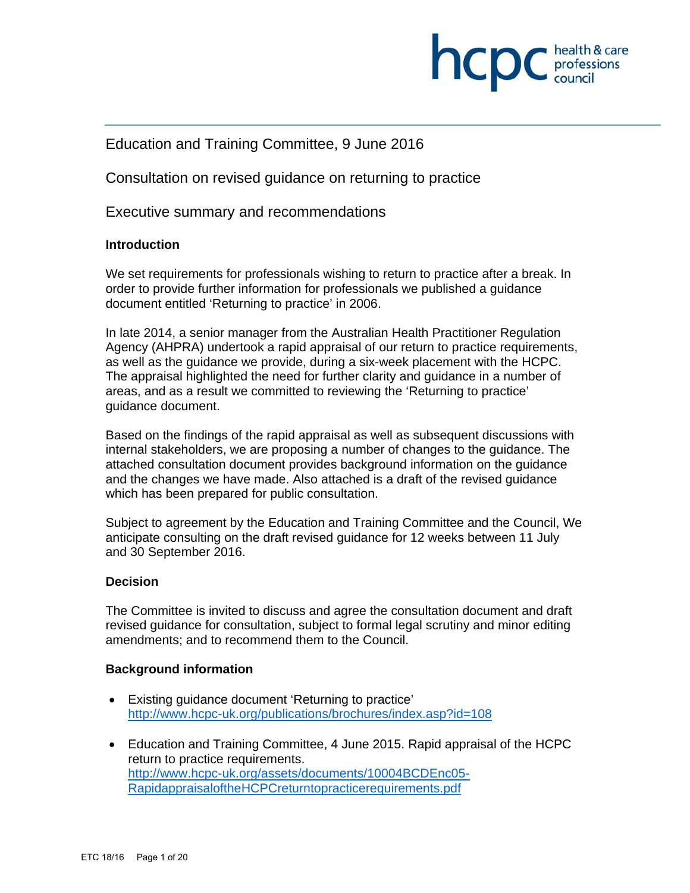# Education and Training Committee, 9 June 2016

## Consultation on revised guidance on returning to practice

## Executive summary and recommendations

### Introduction

We set requirements for professionals wishing to return to practice after a break. In order to provide further information for professionals we published a guidance document entitled 'Returning to practice' in 2006.

In late 2014, a senior manager from the Australian Health Practitioner Regulation Agency (AHPRA) undertook a rapid appraisal of our return to practice requirements, as well as the guidance we provide, during a six-week placement with the HCPC. The appraisal highlighted the need for further clarity and guidance in a number of areas, and as a result we committed to reviewing the 'Returning to practice' guidance document.

Based on the findings of the rapid appraisal as well as subsequent discussions with internal stakeholders, we are proposing a number of changes to the guidance. The attached consultation document provides background information on the guidance and the changes we have made. Also attached is a draft of the revised guidance which has been prepared for public consultation.

Subject to agreement by the Education and Training Committee and the Council, We anticipate consulting on the draft revised guidance for 12 weeks between 11 July and 30 September 2016.

### Decision

The Committee is invited to discuss and agree the consultation document and draft revised guidance for consultation, subject to formal legal scrutiny and minor editing amendments; and to recommend them to the Council.

### Background information

- Existing guidance document 'Returning to practice' http://www.hcpc-uk.org/publications/brochures/index.asp?id=108
- Education and Training Committee, 4 June 2015. Rapid appraisal of the HCPC return to practice requirements. http://www.hcpc-uk.org/assets/documents/10004BCDEnc05-RapidappraisaloftheHCPCreturntopracticerequirements.pdf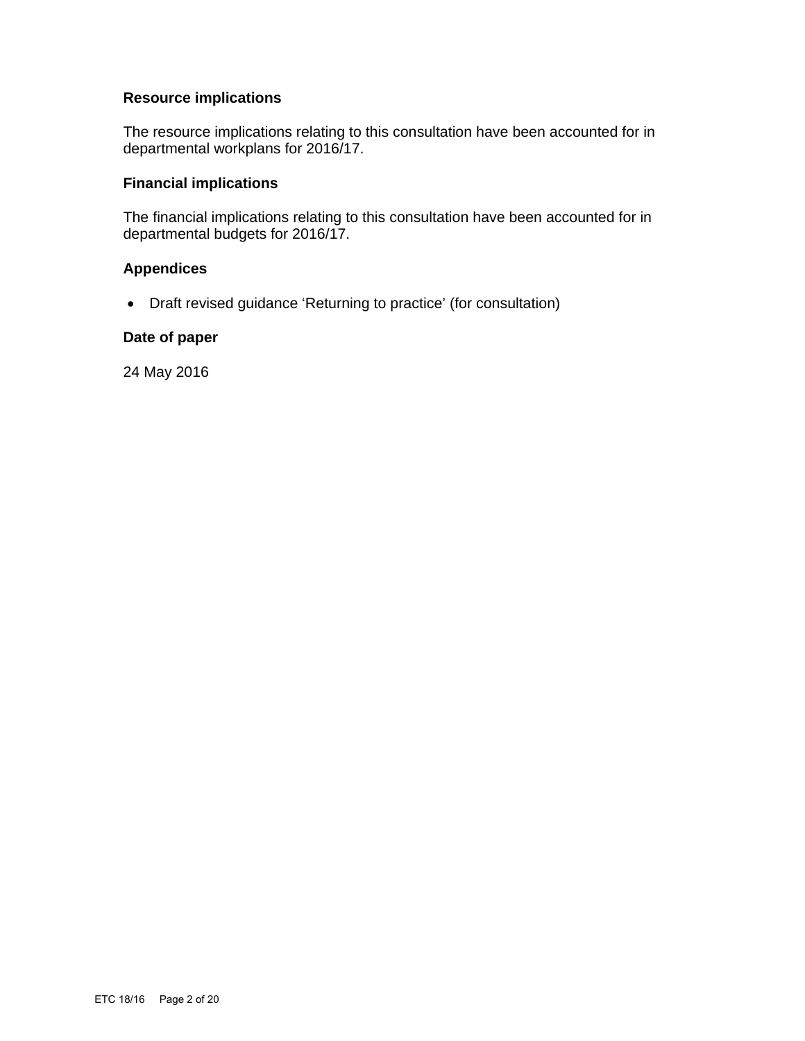**Resource implications**

The resource implications relating to this consultation have been accounted for in departmental workplans for 2016/17.

**Financial implications**

The financial implications relating to this consultation have been accounted for in departmental budgets for 2016/17.

**Appendices**

- Draft revised guidance 'Returning to practice' (for consultation)

**Date of paper**

24 May 2016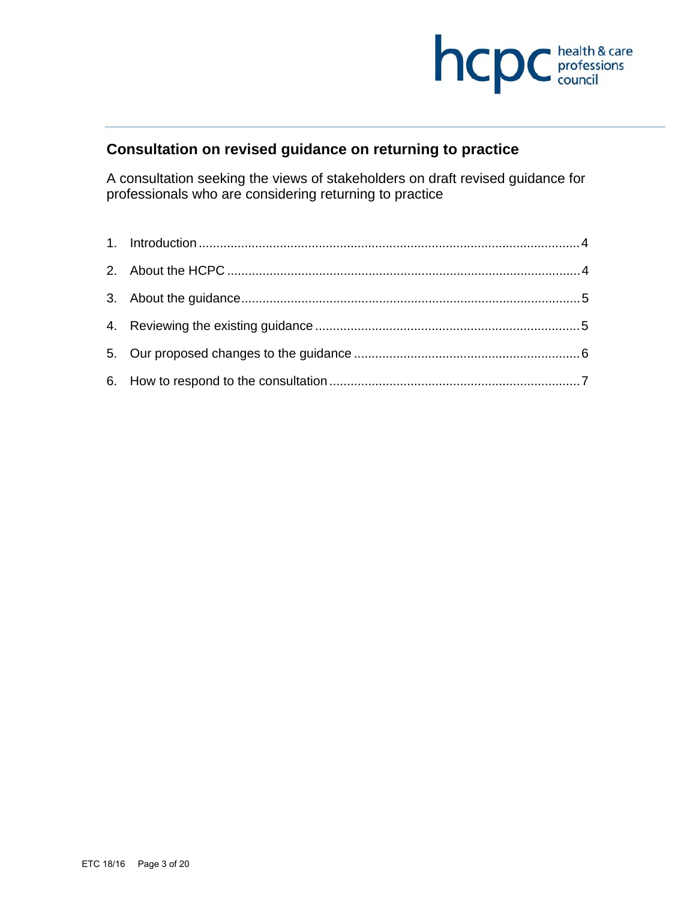## Consultation on revised guidance on returning to practice

A consultation seeking the views of stakeholders on draft revised guidance for professionals who are considering returning to practice

1. Introduction ........................................................................................................... 4
2. About the HCPC ................................................................................................... 4
3. About the guidance............................................................................................... 5
4. Reviewing the existing guidance .......................................................................... 5
5. Our proposed changes to the guidance ............................................................... 6
6. How to respond to the consultation ...................................................................... 7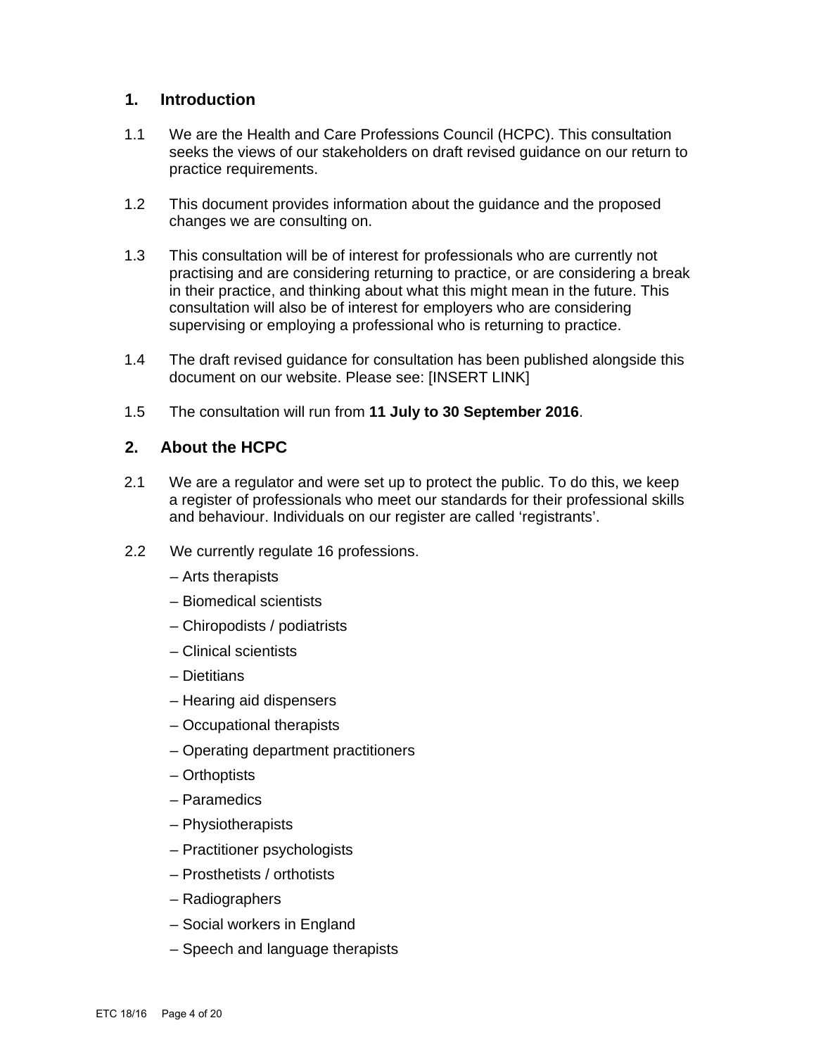## 1. Introduction

1.1 We are the Health and Care Professions Council (HCPC). This consultation seeks the views of our stakeholders on draft revised guidance on our return to practice requirements.

1.2 This document provides information about the guidance and the proposed changes we are consulting on.

1.3 This consultation will be of interest for professionals who are currently not practising and are considering returning to practice, or are considering a break in their practice, and thinking about what this might mean in the future. This consultation will also be of interest for employers who are considering supervising or employing a professional who is returning to practice.

1.4 The draft revised guidance for consultation has been published alongside this document on our website. Please see: [INSERT LINK]

1.5 The consultation will run from **11 July to 30 September 2016**.

## 2. About the HCPC

2.1 We are a regulator and were set up to protect the public. To do this, we keep a register of professionals who meet our standards for their professional skills and behaviour. Individuals on our register are called 'registrants'.

2.2 We currently regulate 16 professions.

– Arts therapists

– Biomedical scientists

– Chiropodists / podiatrists

– Clinical scientists

– Dietitians

– Hearing aid dispensers

– Occupational therapists

– Operating department practitioners

– Orthoptists

– Paramedics

– Physiotherapists

– Practitioner psychologists

– Prosthetists / orthotists

– Radiographers

– Social workers in England

– Speech and language therapists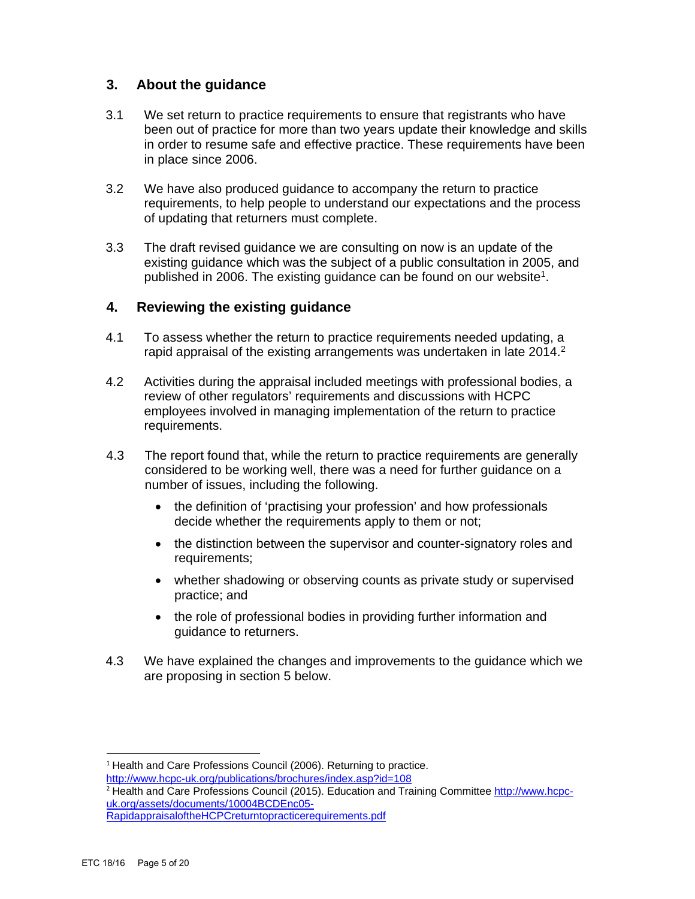## 3. About the guidance

3.1 We set return to practice requirements to ensure that registrants who have been out of practice for more than two years update their knowledge and skills in order to resume safe and effective practice. These requirements have been in place since 2006.

3.2 We have also produced guidance to accompany the return to practice requirements, to help people to understand our expectations and the process of updating that returners must complete.

3.3 The draft revised guidance we are consulting on now is an update of the existing guidance which was the subject of a public consultation in 2005, and published in 2006. The existing guidance can be found on our website[1].

## 4. Reviewing the existing guidance

4.1 To assess whether the return to practice requirements needed updating, a rapid appraisal of the existing arrangements was undertaken in late 2014.[2]

4.2 Activities during the appraisal included meetings with professional bodies, a review of other regulators' requirements and discussions with HCPC employees involved in managing implementation of the return to practice requirements.

4.3 The report found that, while the return to practice requirements are generally considered to be working well, there was a need for further guidance on a number of issues, including the following.

- the definition of 'practising your profession' and how professionals decide whether the requirements apply to them or not;
- the distinction between the supervisor and counter-signatory roles and requirements;
- whether shadowing or observing counts as private study or supervised practice; and
- the role of professional bodies in providing further information and guidance to returners.

4.3 We have explained the changes and improvements to the guidance which we are proposing in section 5 below.

---

[1] Health and Care Professions Council (2006). Returning to practice. http://www.hcpc-uk.org/publications/brochures/index.asp?id=108

[2] Health and Care Professions Council (2015). Education and Training Committee http://www.hcpc-uk.org/assets/documents/10004BCDEnc05-RapidappraisaloftheHCPCreturntopracticerequirements.pdf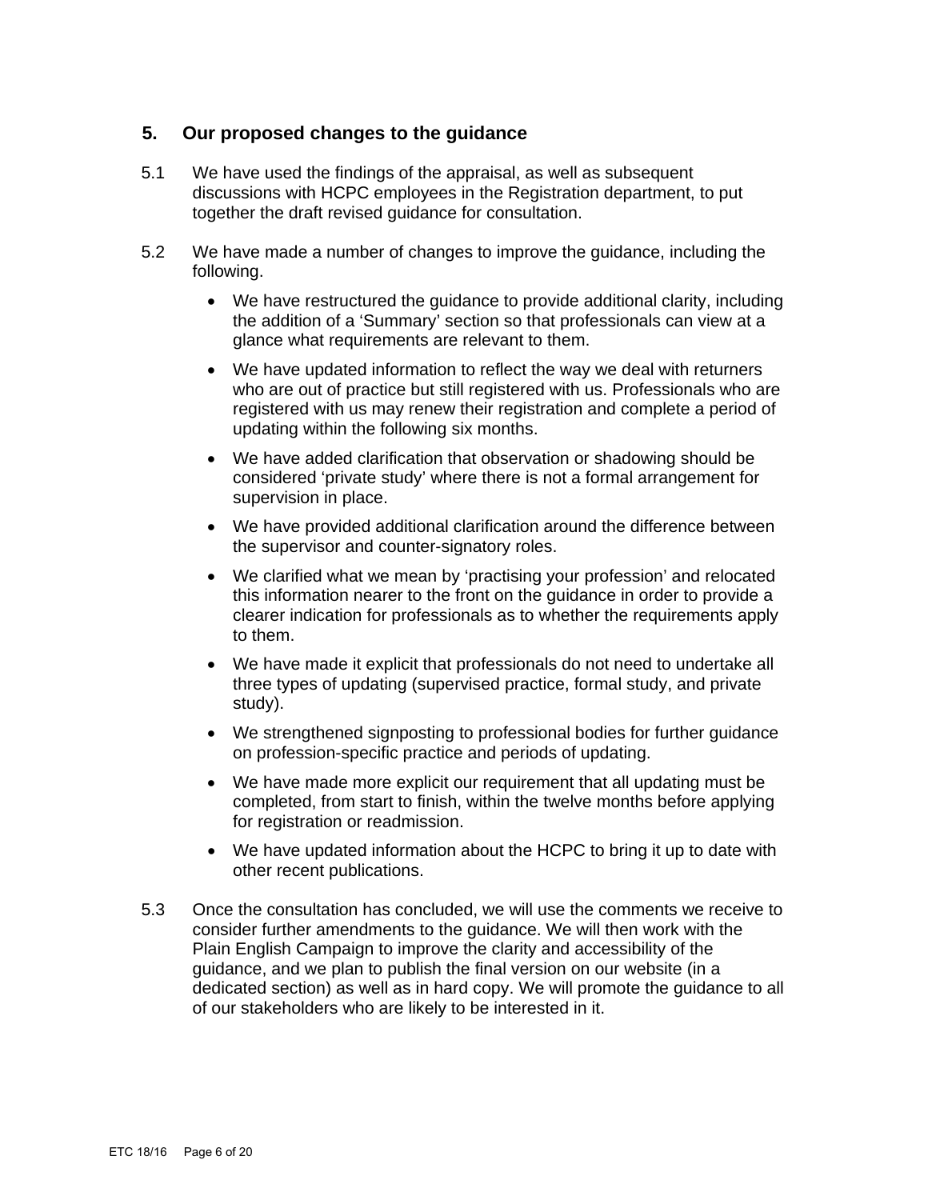## 5. Our proposed changes to the guidance

5.1 We have used the findings of the appraisal, as well as subsequent discussions with HCPC employees in the Registration department, to put together the draft revised guidance for consultation.

5.2 We have made a number of changes to improve the guidance, including the following.

- We have restructured the guidance to provide additional clarity, including the addition of a 'Summary' section so that professionals can view at a glance what requirements are relevant to them.
- We have updated information to reflect the way we deal with returners who are out of practice but still registered with us. Professionals who are registered with us may renew their registration and complete a period of updating within the following six months.
- We have added clarification that observation or shadowing should be considered 'private study' where there is not a formal arrangement for supervision in place.
- We have provided additional clarification around the difference between the supervisor and counter-signatory roles.
- We clarified what we mean by 'practising your profession' and relocated this information nearer to the front on the guidance in order to provide a clearer indication for professionals as to whether the requirements apply to them.
- We have made it explicit that professionals do not need to undertake all three types of updating (supervised practice, formal study, and private study).
- We strengthened signposting to professional bodies for further guidance on profession-specific practice and periods of updating.
- We have made more explicit our requirement that all updating must be completed, from start to finish, within the twelve months before applying for registration or readmission.
- We have updated information about the HCPC to bring it up to date with other recent publications.

5.3 Once the consultation has concluded, we will use the comments we receive to consider further amendments to the guidance. We will then work with the Plain English Campaign to improve the clarity and accessibility of the guidance, and we plan to publish the final version on our website (in a dedicated section) as well as in hard copy. We will promote the guidance to all of our stakeholders who are likely to be interested in it.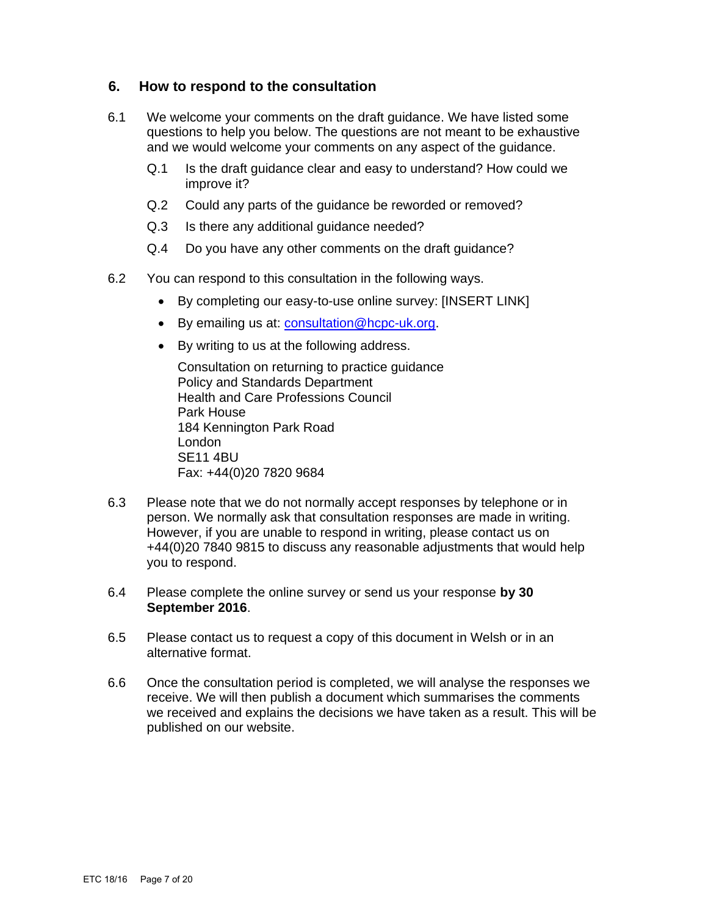## 6. How to respond to the consultation

6.1 We welcome your comments on the draft guidance. We have listed some questions to help you below. The questions are not meant to be exhaustive and we would welcome your comments on any aspect of the guidance.

Q.1 Is the draft guidance clear and easy to understand? How could we improve it?

Q.2 Could any parts of the guidance be reworded or removed?

Q.3 Is there any additional guidance needed?

Q.4 Do you have any other comments on the draft guidance?

6.2 You can respond to this consultation in the following ways.

- By completing our easy-to-use online survey: [INSERT LINK]
- By emailing us at: consultation@hcpc-uk.org.
- By writing to us at the following address.

  Consultation on returning to practice guidance
  Policy and Standards Department
  Health and Care Professions Council
  Park House
  184 Kennington Park Road
  London
  SE11 4BU
  Fax: +44(0)20 7820 9684

6.3 Please note that we do not normally accept responses by telephone or in person. We normally ask that consultation responses are made in writing. However, if you are unable to respond in writing, please contact us on +44(0)20 7840 9815 to discuss any reasonable adjustments that would help you to respond.

6.4 Please complete the online survey or send us your response **by 30 September 2016**.

6.5 Please contact us to request a copy of this document in Welsh or in an alternative format.

6.6 Once the consultation period is completed, we will analyse the responses we receive. We will then publish a document which summarises the comments we received and explains the decisions we have taken as a result. This will be published on our website.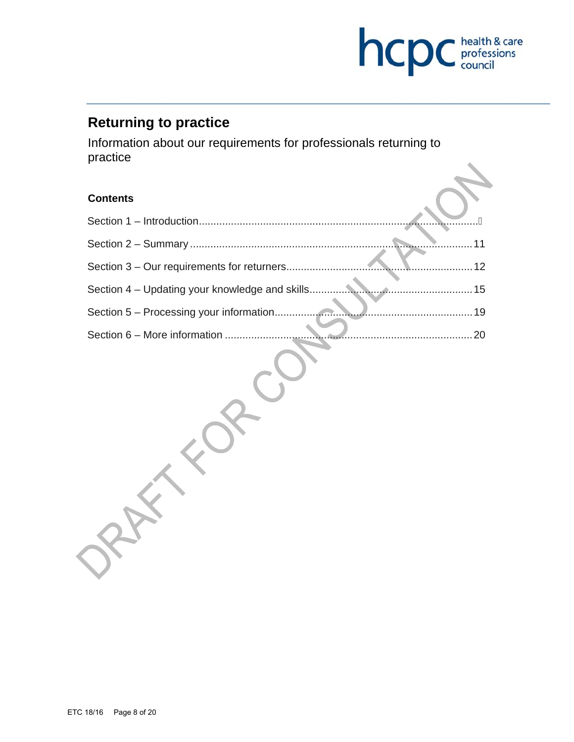# Returning to practice

Information about our requirements for professionals returning to practice

**Contents**

Section 1 – Introduction.......................................................................................................

Section 2 – Summary ......................................................................................................11

Section 3 – Our requirements for returners...................................................................12

Section 4 – Updating your knowledge and skills...........................................................15

Section 5 – Processing your information.......................................................................19

Section 6 – More information .........................................................................................20

DRAFT FOR CONSULTATION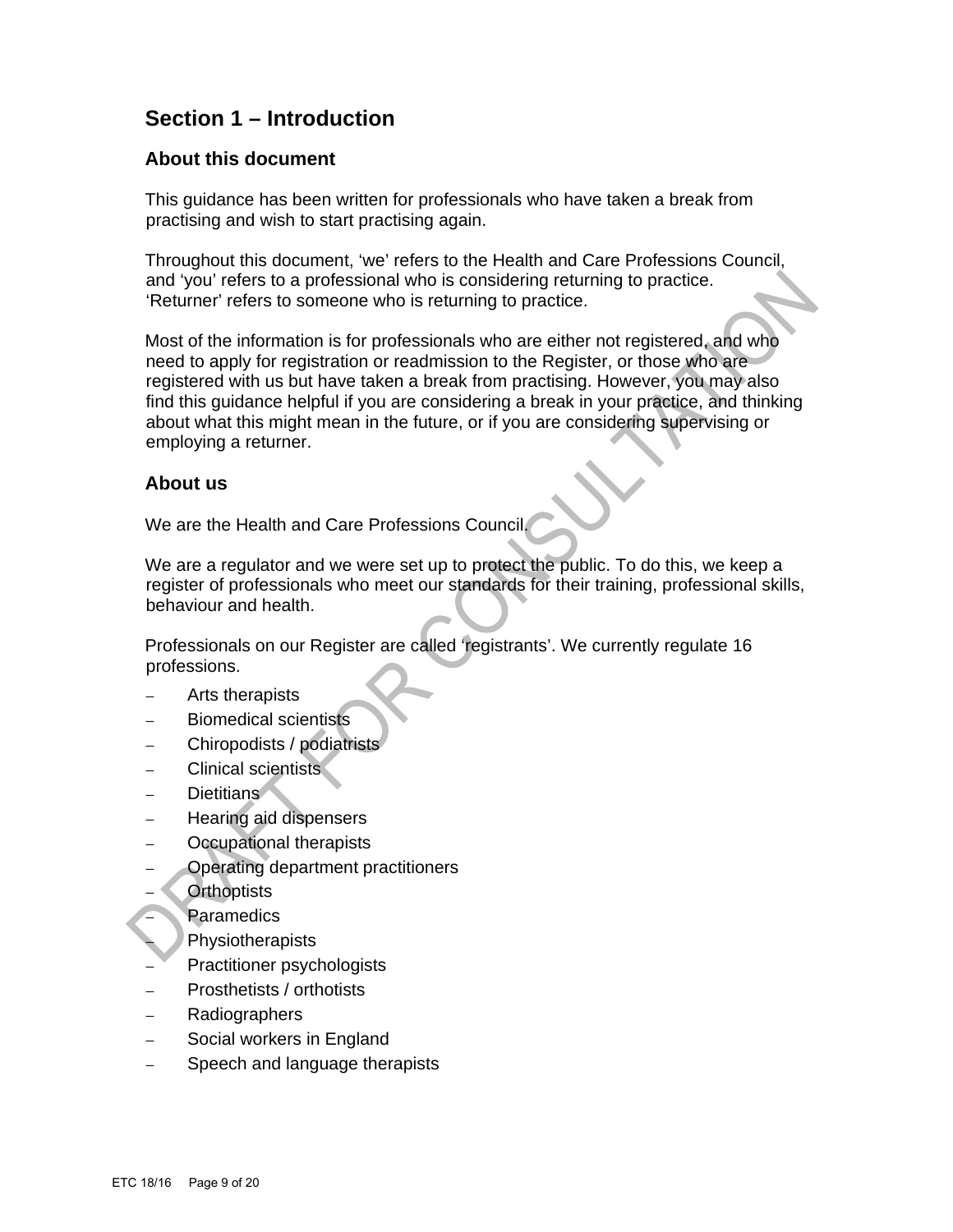## Section 1 – Introduction

### About this document

This guidance has been written for professionals who have taken a break from practising and wish to start practising again.

Throughout this document, 'we' refers to the Health and Care Professions Council, and 'you' refers to a professional who is considering returning to practice. 'Returner' refers to someone who is returning to practice.

Most of the information is for professionals who are either not registered, and who need to apply for registration or readmission to the Register, or those who are registered with us but have taken a break from practising. However, you may also find this guidance helpful if you are considering a break in your practice, and thinking about what this might mean in the future, or if you are considering supervising or employing a returner.

### About us

We are the Health and Care Professions Council.

We are a regulator and we were set up to protect the public. To do this, we keep a register of professionals who meet our standards for their training, professional skills, behaviour and health.

Professionals on our Register are called 'registrants'. We currently regulate 16 professions.

- Arts therapists
- Biomedical scientists
- Chiropodists / podiatrists
- Clinical scientists
- Dietitians
- Hearing aid dispensers
- Occupational therapists
- Operating department practitioners
- Orthoptists
- Paramedics
- Physiotherapists
- Practitioner psychologists
- Prosthetists / orthotists
- Radiographers
- Social workers in England
- Speech and language therapists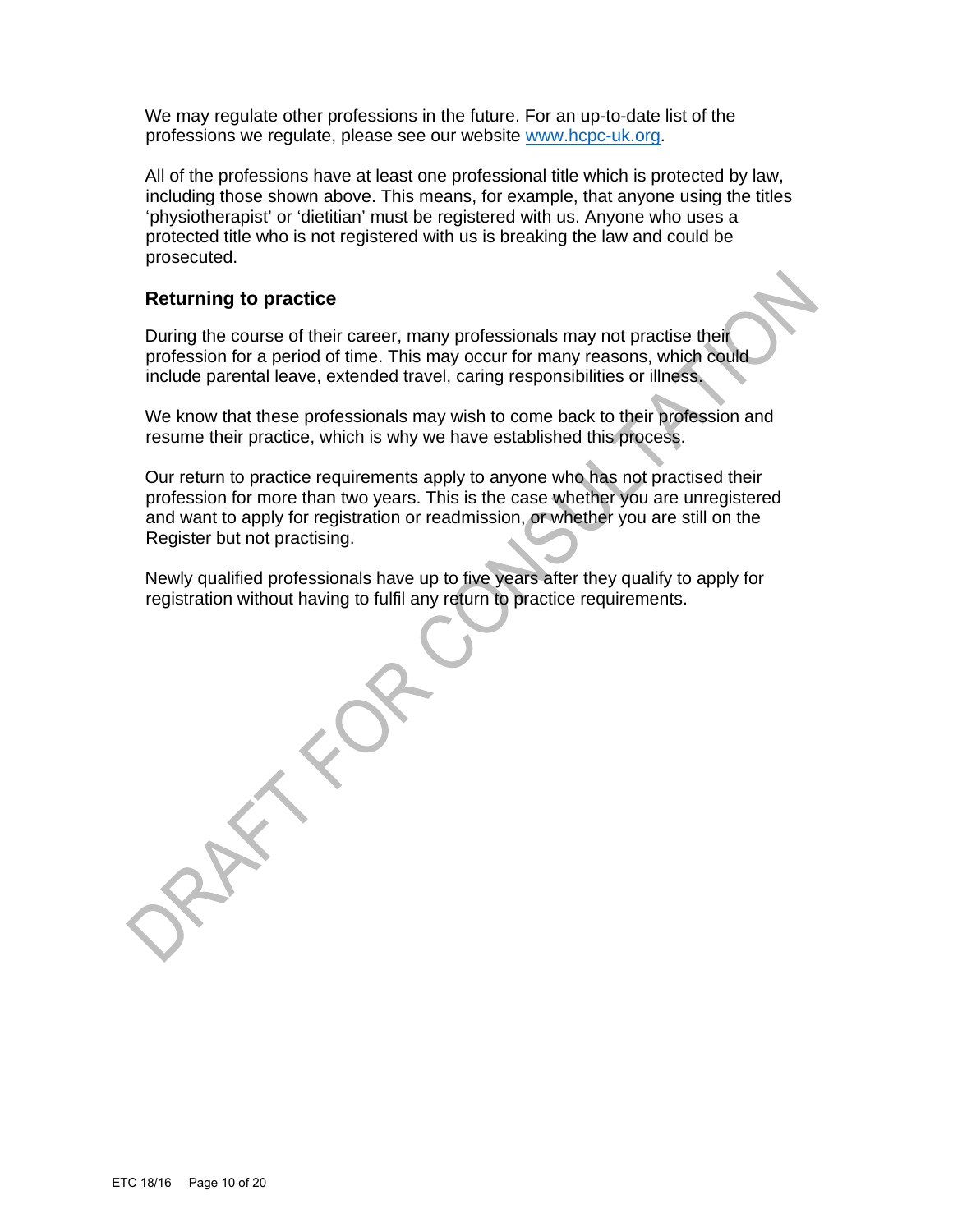We may regulate other professions in the future. For an up-to-date list of the professions we regulate, please see our website [www.hcpc-uk.org](www.hcpc-uk.org).

All of the professions have at least one professional title which is protected by law, including those shown above. This means, for example, that anyone using the titles 'physiotherapist' or 'dietitian' must be registered with us. Anyone who uses a protected title who is not registered with us is breaking the law and could be prosecuted.

## Returning to practice

During the course of their career, many professionals may not practise their profession for a period of time. This may occur for many reasons, which could include parental leave, extended travel, caring responsibilities or illness.

We know that these professionals may wish to come back to their profession and resume their practice, which is why we have established this process.

Our return to practice requirements apply to anyone who has not practised their profession for more than two years. This is the case whether you are unregistered and want to apply for registration or readmission, or whether you are still on the Register but not practising.

Newly qualified professionals have up to five years after they qualify to apply for registration without having to fulfil any return to practice requirements.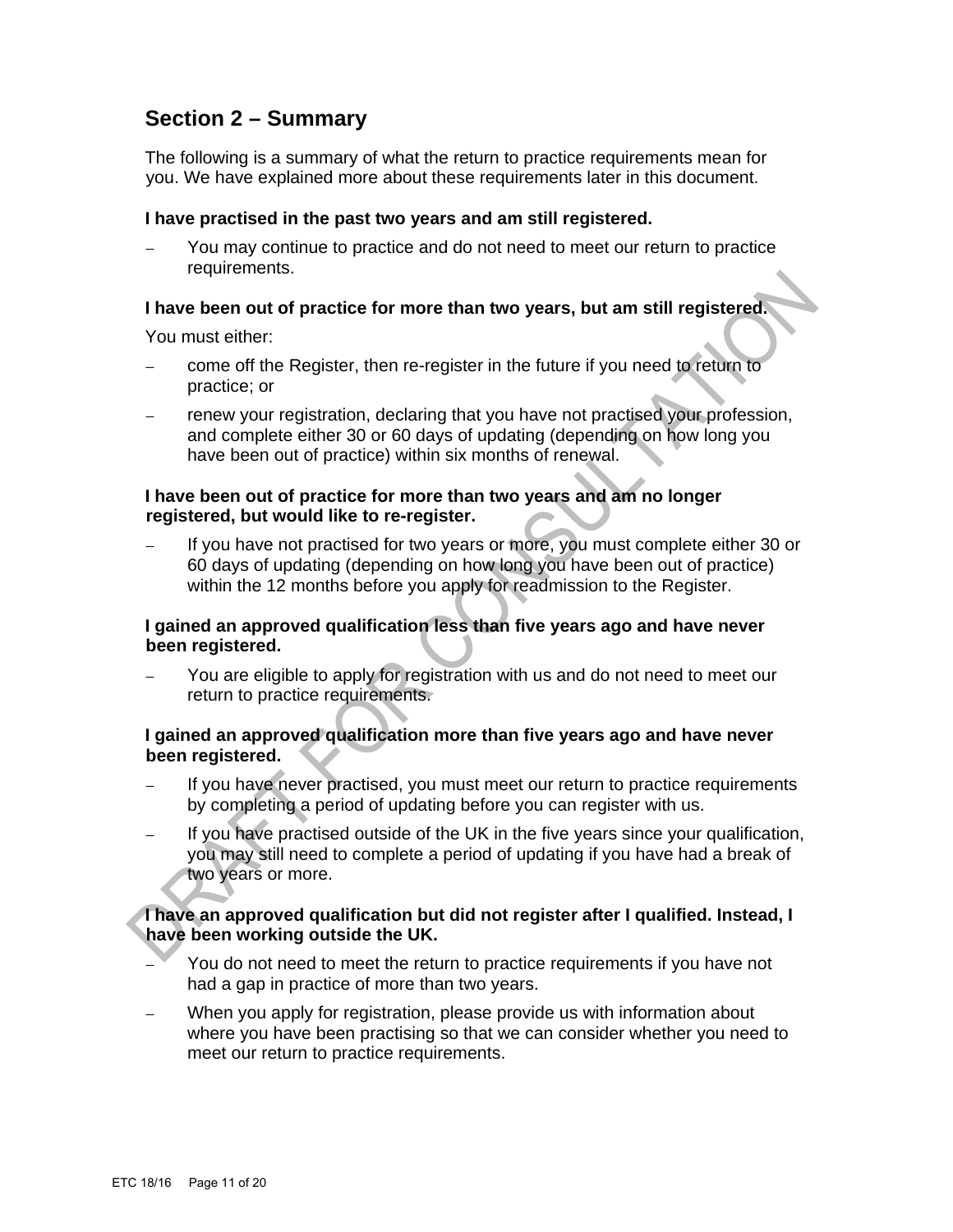## Section 2 – Summary

The following is a summary of what the return to practice requirements mean for you. We have explained more about these requirements later in this document.

**I have practised in the past two years and am still registered.**

- You may continue to practice and do not need to meet our return to practice requirements.

**I have been out of practice for more than two years, but am still registered.**

You must either:

- come off the Register, then re-register in the future if you need to return to practice; or
- renew your registration, declaring that you have not practised your profession, and complete either 30 or 60 days of updating (depending on how long you have been out of practice) within six months of renewal.

**I have been out of practice for more than two years and am no longer registered, but would like to re-register.**

- If you have not practised for two years or more, you must complete either 30 or 60 days of updating (depending on how long you have been out of practice) within the 12 months before you apply for readmission to the Register.

**I gained an approved qualification less than five years ago and have never been registered.**

- You are eligible to apply for registration with us and do not need to meet our return to practice requirements.

**I gained an approved qualification more than five years ago and have never been registered.**

- If you have never practised, you must meet our return to practice requirements by completing a period of updating before you can register with us.
- If you have practised outside of the UK in the five years since your qualification, you may still need to complete a period of updating if you have had a break of two years or more.

**I have an approved qualification but did not register after I qualified. Instead, I have been working outside the UK.**

- You do not need to meet the return to practice requirements if you have not had a gap in practice of more than two years.
- When you apply for registration, please provide us with information about where you have been practising so that we can consider whether you need to meet our return to practice requirements.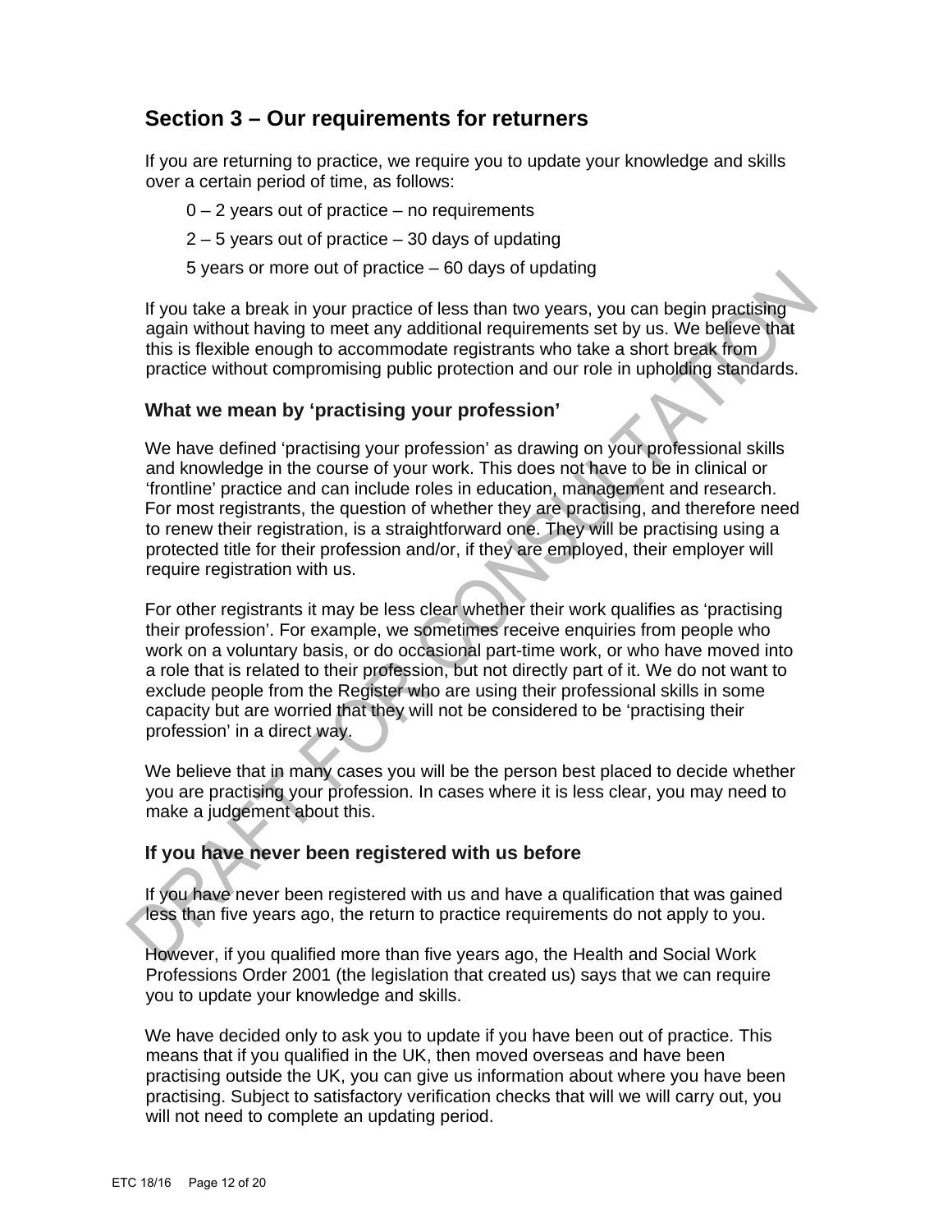## Section 3 – Our requirements for returners

If you are returning to practice, we require you to update your knowledge and skills over a certain period of time, as follows:

0 – 2 years out of practice – no requirements

2 – 5 years out of practice – 30 days of updating

5 years or more out of practice – 60 days of updating

If you take a break in your practice of less than two years, you can begin practising again without having to meet any additional requirements set by us. We believe that this is flexible enough to accommodate registrants who take a short break from practice without compromising public protection and our role in upholding standards.

### What we mean by 'practising your profession'

We have defined 'practising your profession' as drawing on your professional skills and knowledge in the course of your work. This does not have to be in clinical or 'frontline' practice and can include roles in education, management and research. For most registrants, the question of whether they are practising, and therefore need to renew their registration, is a straightforward one. They will be practising using a protected title for their profession and/or, if they are employed, their employer will require registration with us.

For other registrants it may be less clear whether their work qualifies as 'practising their profession'. For example, we sometimes receive enquiries from people who work on a voluntary basis, or do occasional part-time work, or who have moved into a role that is related to their profession, but not directly part of it. We do not want to exclude people from the Register who are using their professional skills in some capacity but are worried that they will not be considered to be 'practising their profession' in a direct way.

We believe that in many cases you will be the person best placed to decide whether you are practising your profession. In cases where it is less clear, you may need to make a judgement about this.

### If you have never been registered with us before

If you have never been registered with us and have a qualification that was gained less than five years ago, the return to practice requirements do not apply to you.

However, if you qualified more than five years ago, the Health and Social Work Professions Order 2001 (the legislation that created us) says that we can require you to update your knowledge and skills.

We have decided only to ask you to update if you have been out of practice. This means that if you qualified in the UK, then moved overseas and have been practising outside the UK, you can give us information about where you have been practising. Subject to satisfactory verification checks that will we will carry out, you will not need to complete an updating period.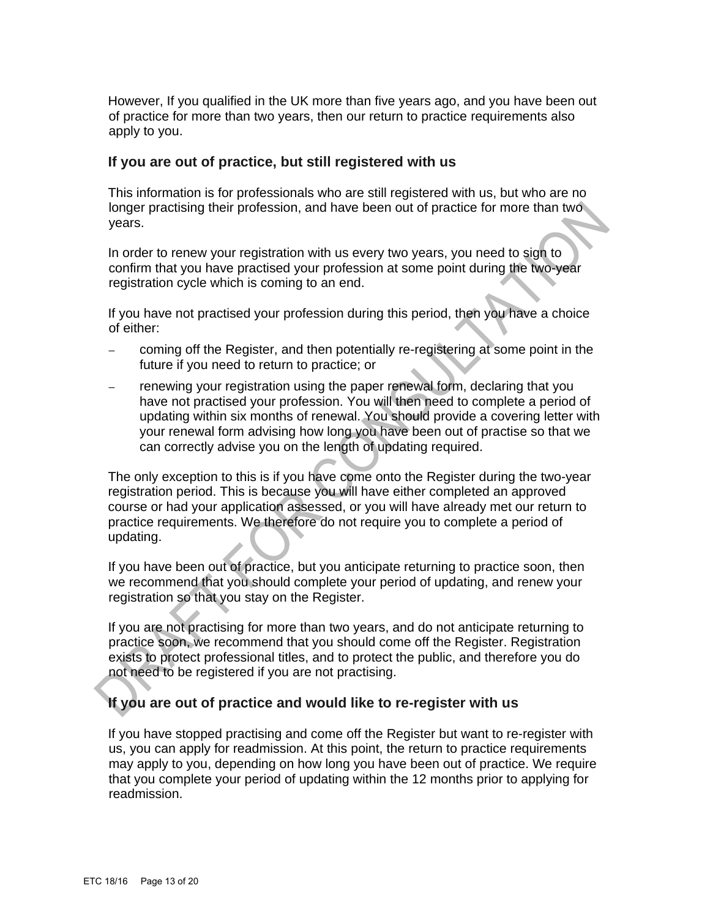However, If you qualified in the UK more than five years ago, and you have been out of practice for more than two years, then our return to practice requirements also apply to you.

## If you are out of practice, but still registered with us

This information is for professionals who are still registered with us, but who are no longer practising their profession, and have been out of practice for more than two years.

In order to renew your registration with us every two years, you need to sign to confirm that you have practised your profession at some point during the two-year registration cycle which is coming to an end.

If you have not practised your profession during this period, then you have a choice of either:

- coming off the Register, and then potentially re-registering at some point in the future if you need to return to practice; or
- renewing your registration using the paper renewal form, declaring that you have not practised your profession. You will then need to complete a period of updating within six months of renewal. You should provide a covering letter with your renewal form advising how long you have been out of practise so that we can correctly advise you on the length of updating required.

The only exception to this is if you have come onto the Register during the two-year registration period. This is because you will have either completed an approved course or had your application assessed, or you will have already met our return to practice requirements. We therefore do not require you to complete a period of updating.

If you have been out of practice, but you anticipate returning to practice soon, then we recommend that you should complete your period of updating, and renew your registration so that you stay on the Register.

If you are not practising for more than two years, and do not anticipate returning to practice soon, we recommend that you should come off the Register. Registration exists to protect professional titles, and to protect the public, and therefore you do not need to be registered if you are not practising.

## If you are out of practice and would like to re-register with us

If you have stopped practising and come off the Register but want to re-register with us, you can apply for readmission. At this point, the return to practice requirements may apply to you, depending on how long you have been out of practice. We require that you complete your period of updating within the 12 months prior to applying for readmission.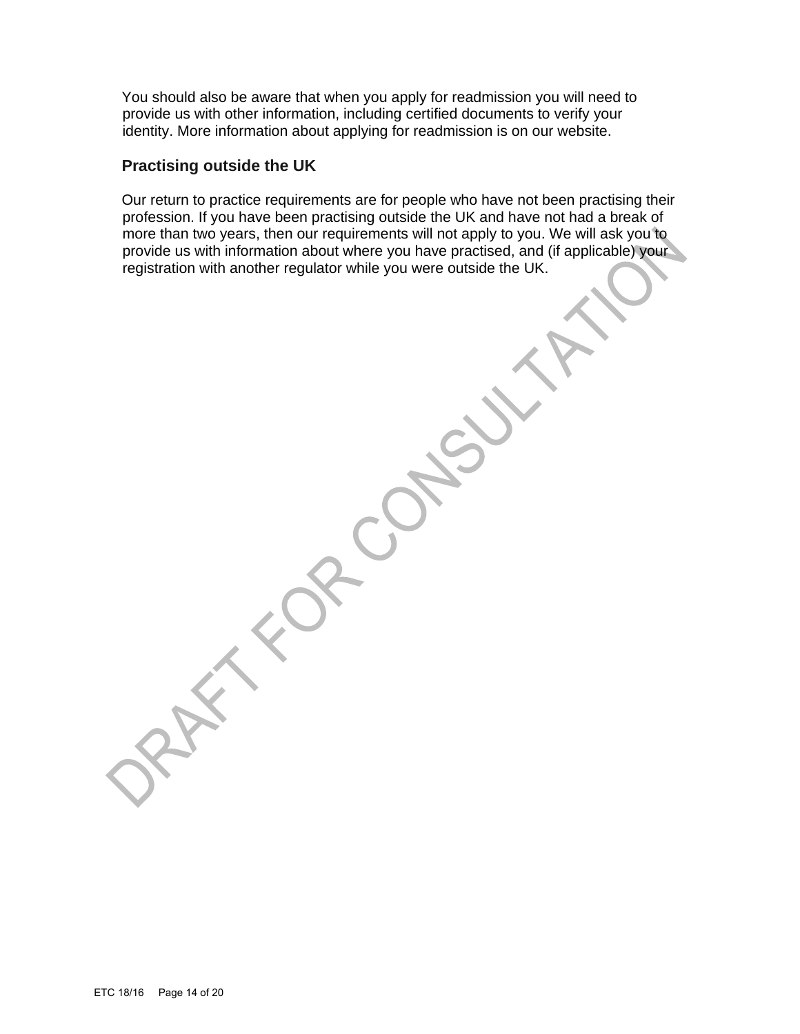You should also be aware that when you apply for readmission you will need to provide us with other information, including certified documents to verify your identity. More information about applying for readmission is on our website.

## Practising outside the UK

Our return to practice requirements are for people who have not been practising their profession. If you have been practising outside the UK and have not had a break of more than two years, then our requirements will not apply to you. We will ask you to provide us with information about where you have practised, and (if applicable) your registration with another regulator while you were outside the UK.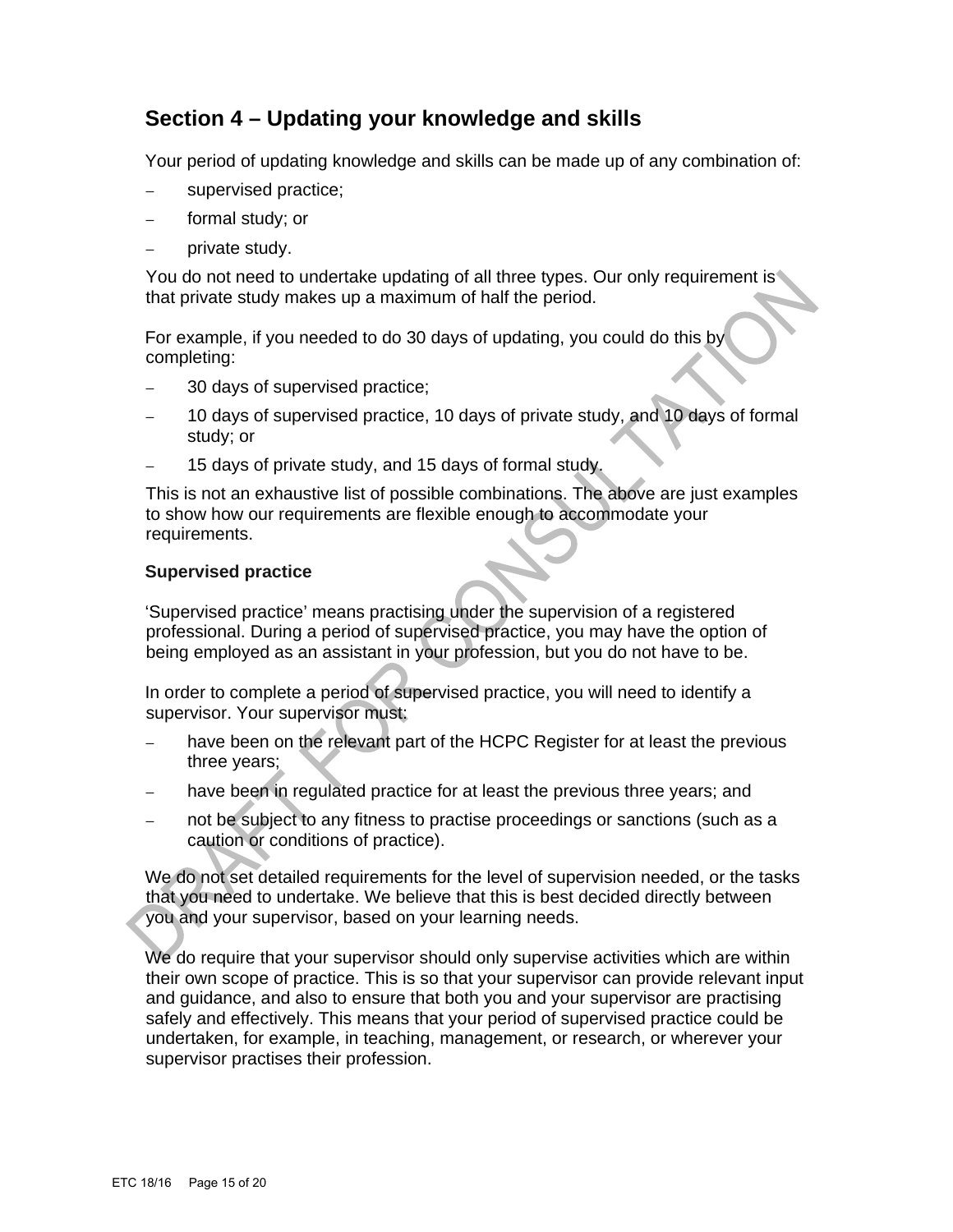## Section 4 – Updating your knowledge and skills

Your period of updating knowledge and skills can be made up of any combination of:

- supervised practice;
- formal study; or
- private study.

You do not need to undertake updating of all three types. Our only requirement is that private study makes up a maximum of half the period.

For example, if you needed to do 30 days of updating, you could do this by completing:

- 30 days of supervised practice;
- 10 days of supervised practice, 10 days of private study, and 10 days of formal study; or
- 15 days of private study, and 15 days of formal study.

This is not an exhaustive list of possible combinations. The above are just examples to show how our requirements are flexible enough to accommodate your requirements.

### Supervised practice

'Supervised practice' means practising under the supervision of a registered professional. During a period of supervised practice, you may have the option of being employed as an assistant in your profession, but you do not have to be.

In order to complete a period of supervised practice, you will need to identify a supervisor. Your supervisor must:

- have been on the relevant part of the HCPC Register for at least the previous three years;
- have been in regulated practice for at least the previous three years; and
- not be subject to any fitness to practise proceedings or sanctions (such as a caution or conditions of practice).

We do not set detailed requirements for the level of supervision needed, or the tasks that you need to undertake. We believe that this is best decided directly between you and your supervisor, based on your learning needs.

We do require that your supervisor should only supervise activities which are within their own scope of practice. This is so that your supervisor can provide relevant input and guidance, and also to ensure that both you and your supervisor are practising safely and effectively. This means that your period of supervised practice could be undertaken, for example, in teaching, management, or research, or wherever your supervisor practises their profession.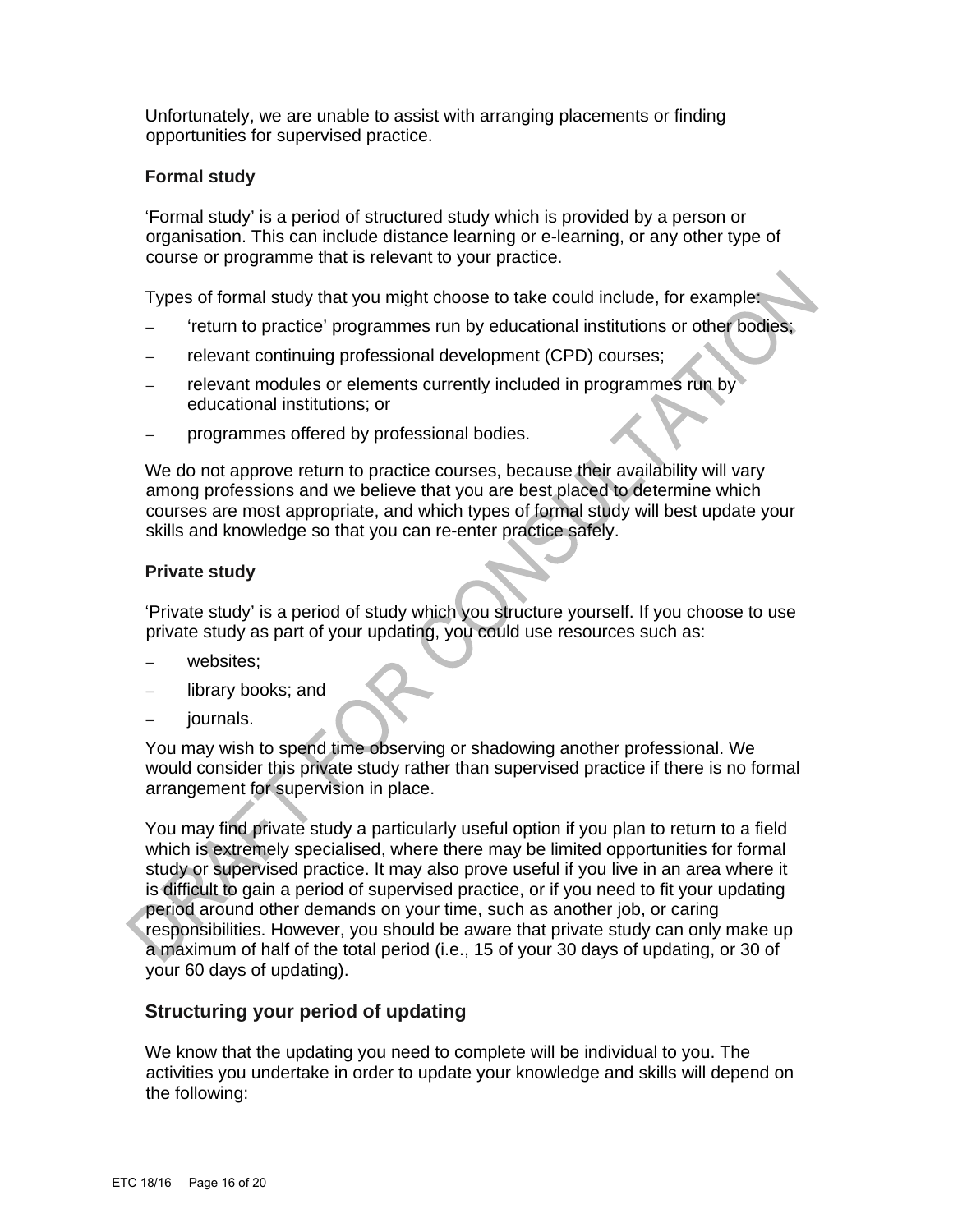Unfortunately, we are unable to assist with arranging placements or finding opportunities for supervised practice.

### Formal study

'Formal study' is a period of structured study which is provided by a person or organisation. This can include distance learning or e-learning, or any other type of course or programme that is relevant to your practice.

Types of formal study that you might choose to take could include, for example:

- 'return to practice' programmes run by educational institutions or other bodies;
- relevant continuing professional development (CPD) courses;
- relevant modules or elements currently included in programmes run by educational institutions; or
- programmes offered by professional bodies.

We do not approve return to practice courses, because their availability will vary among professions and we believe that you are best placed to determine which courses are most appropriate, and which types of formal study will best update your skills and knowledge so that you can re-enter practice safely.

### Private study

'Private study' is a period of study which you structure yourself. If you choose to use private study as part of your updating, you could use resources such as:

- websites;
- library books; and
- journals.

You may wish to spend time observing or shadowing another professional. We would consider this private study rather than supervised practice if there is no formal arrangement for supervision in place.

You may find private study a particularly useful option if you plan to return to a field which is extremely specialised, where there may be limited opportunities for formal study or supervised practice. It may also prove useful if you live in an area where it is difficult to gain a period of supervised practice, or if you need to fit your updating period around other demands on your time, such as another job, or caring responsibilities. However, you should be aware that private study can only make up a maximum of half of the total period (i.e., 15 of your 30 days of updating, or 30 of your 60 days of updating).

## Structuring your period of updating

We know that the updating you need to complete will be individual to you. The activities you undertake in order to update your knowledge and skills will depend on the following: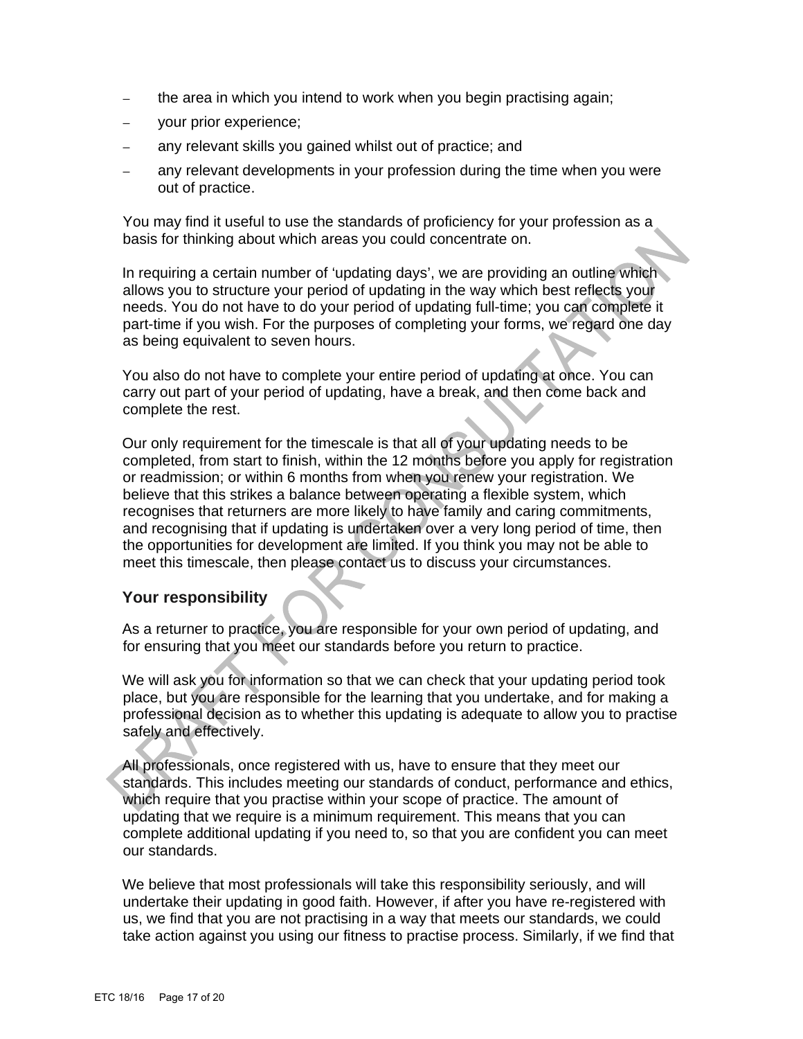- the area in which you intend to work when you begin practising again;
- your prior experience;
- any relevant skills you gained whilst out of practice; and
- any relevant developments in your profession during the time when you were out of practice.

You may find it useful to use the standards of proficiency for your profession as a basis for thinking about which areas you could concentrate on.

In requiring a certain number of 'updating days', we are providing an outline which allows you to structure your period of updating in the way which best reflects your needs. You do not have to do your period of updating full-time; you can complete it part-time if you wish. For the purposes of completing your forms, we regard one day as being equivalent to seven hours.

You also do not have to complete your entire period of updating at once. You can carry out part of your period of updating, have a break, and then come back and complete the rest.

Our only requirement for the timescale is that all of your updating needs to be completed, from start to finish, within the 12 months before you apply for registration or readmission; or within 6 months from when you renew your registration. We believe that this strikes a balance between operating a flexible system, which recognises that returners are more likely to have family and caring commitments, and recognising that if updating is undertaken over a very long period of time, then the opportunities for development are limited. If you think you may not be able to meet this timescale, then please contact us to discuss your circumstances.

### Your responsibility

As a returner to practice, you are responsible for your own period of updating, and for ensuring that you meet our standards before you return to practice.

We will ask you for information so that we can check that your updating period took place, but you are responsible for the learning that you undertake, and for making a professional decision as to whether this updating is adequate to allow you to practise safely and effectively.

All professionals, once registered with us, have to ensure that they meet our standards. This includes meeting our standards of conduct, performance and ethics, which require that you practise within your scope of practice. The amount of updating that we require is a minimum requirement. This means that you can complete additional updating if you need to, so that you are confident you can meet our standards.

We believe that most professionals will take this responsibility seriously, and will undertake their updating in good faith. However, if after you have re-registered with us, we find that you are not practising in a way that meets our standards, we could take action against you using our fitness to practise process. Similarly, if we find that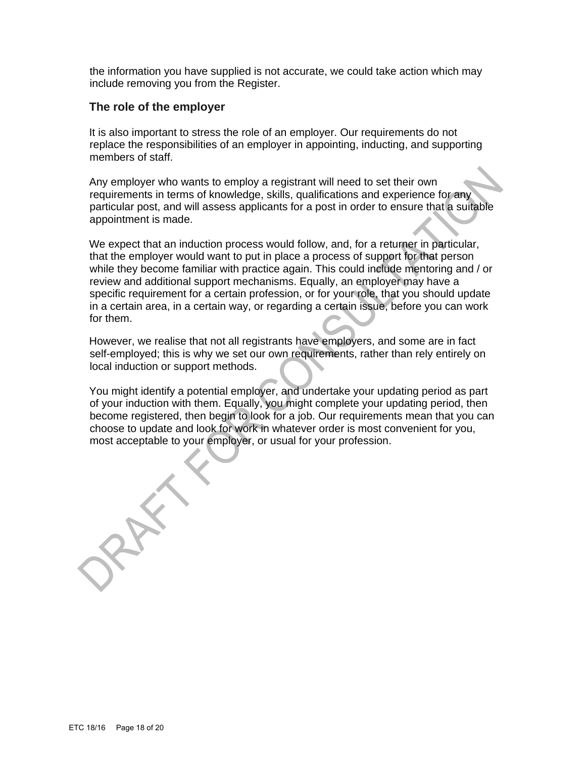the information you have supplied is not accurate, we could take action which may include removing you from the Register.

### The role of the employer

It is also important to stress the role of an employer. Our requirements do not replace the responsibilities of an employer in appointing, inducting, and supporting members of staff.

Any employer who wants to employ a registrant will need to set their own requirements in terms of knowledge, skills, qualifications and experience for any particular post, and will assess applicants for a post in order to ensure that a suitable appointment is made.

We expect that an induction process would follow, and, for a returner in particular, that the employer would want to put in place a process of support for that person while they become familiar with practice again. This could include mentoring and / or review and additional support mechanisms. Equally, an employer may have a specific requirement for a certain profession, or for your role, that you should update in a certain area, in a certain way, or regarding a certain issue, before you can work for them.

However, we realise that not all registrants have employers, and some are in fact self-employed; this is why we set our own requirements, rather than rely entirely on local induction or support methods.

You might identify a potential employer, and undertake your updating period as part of your induction with them. Equally, you might complete your updating period, then become registered, then begin to look for a job. Our requirements mean that you can choose to update and look for work in whatever order is most convenient for you, most acceptable to your employer, or usual for your profession.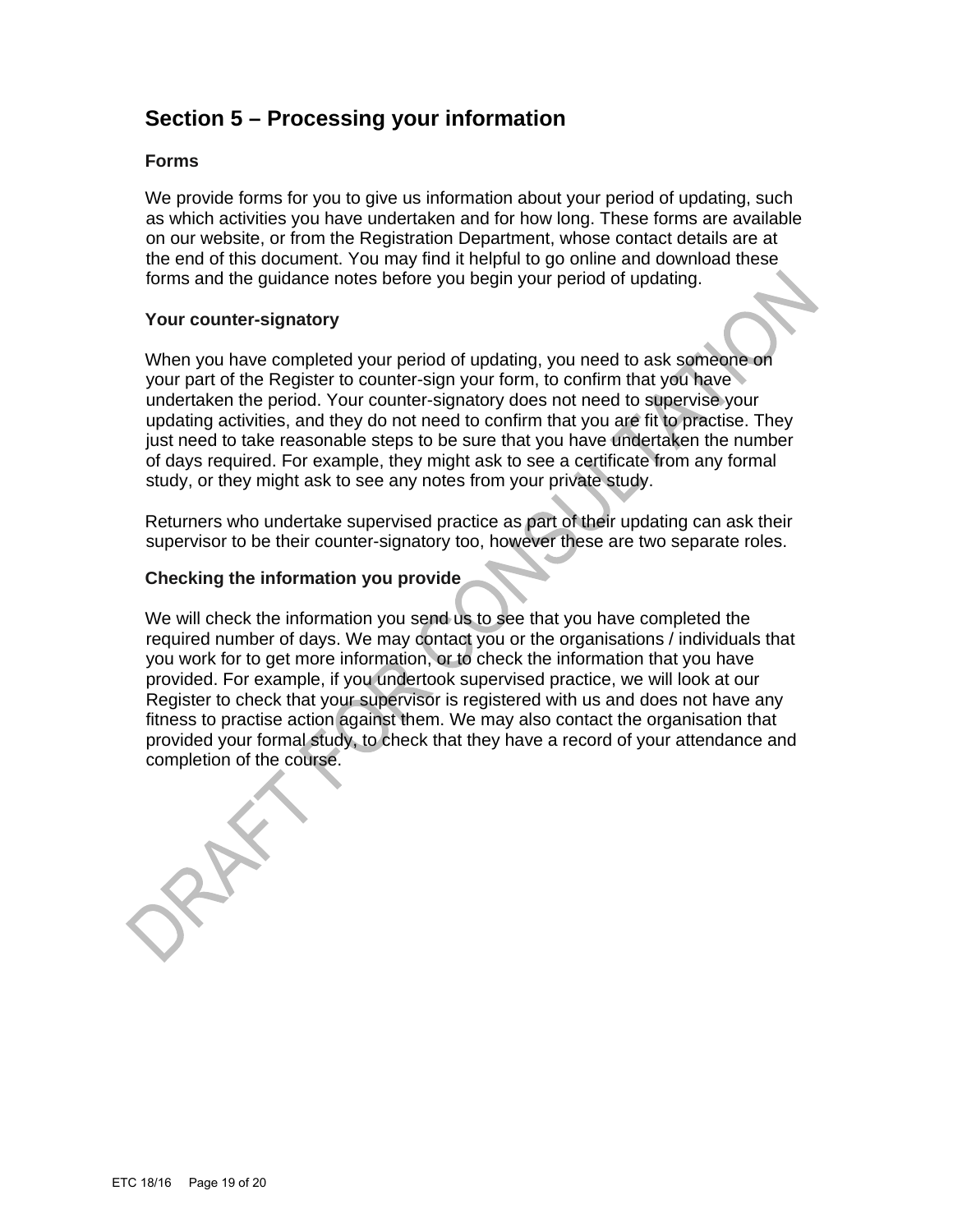## Section 5 – Processing your information

### Forms

We provide forms for you to give us information about your period of updating, such as which activities you have undertaken and for how long. These forms are available on our website, or from the Registration Department, whose contact details are at the end of this document. You may find it helpful to go online and download these forms and the guidance notes before you begin your period of updating.

### Your counter-signatory

When you have completed your period of updating, you need to ask someone on your part of the Register to counter-sign your form, to confirm that you have undertaken the period. Your counter-signatory does not need to supervise your updating activities, and they do not need to confirm that you are fit to practise. They just need to take reasonable steps to be sure that you have undertaken the number of days required. For example, they might ask to see a certificate from any formal study, or they might ask to see any notes from your private study.

Returners who undertake supervised practice as part of their updating can ask their supervisor to be their counter-signatory too, however these are two separate roles.

### Checking the information you provide

We will check the information you send us to see that you have completed the required number of days. We may contact you or the organisations / individuals that you work for to get more information, or to check the information that you have provided. For example, if you undertook supervised practice, we will look at our Register to check that your supervisor is registered with us and does not have any fitness to practise action against them. We may also contact the organisation that provided your formal study, to check that they have a record of your attendance and completion of the course.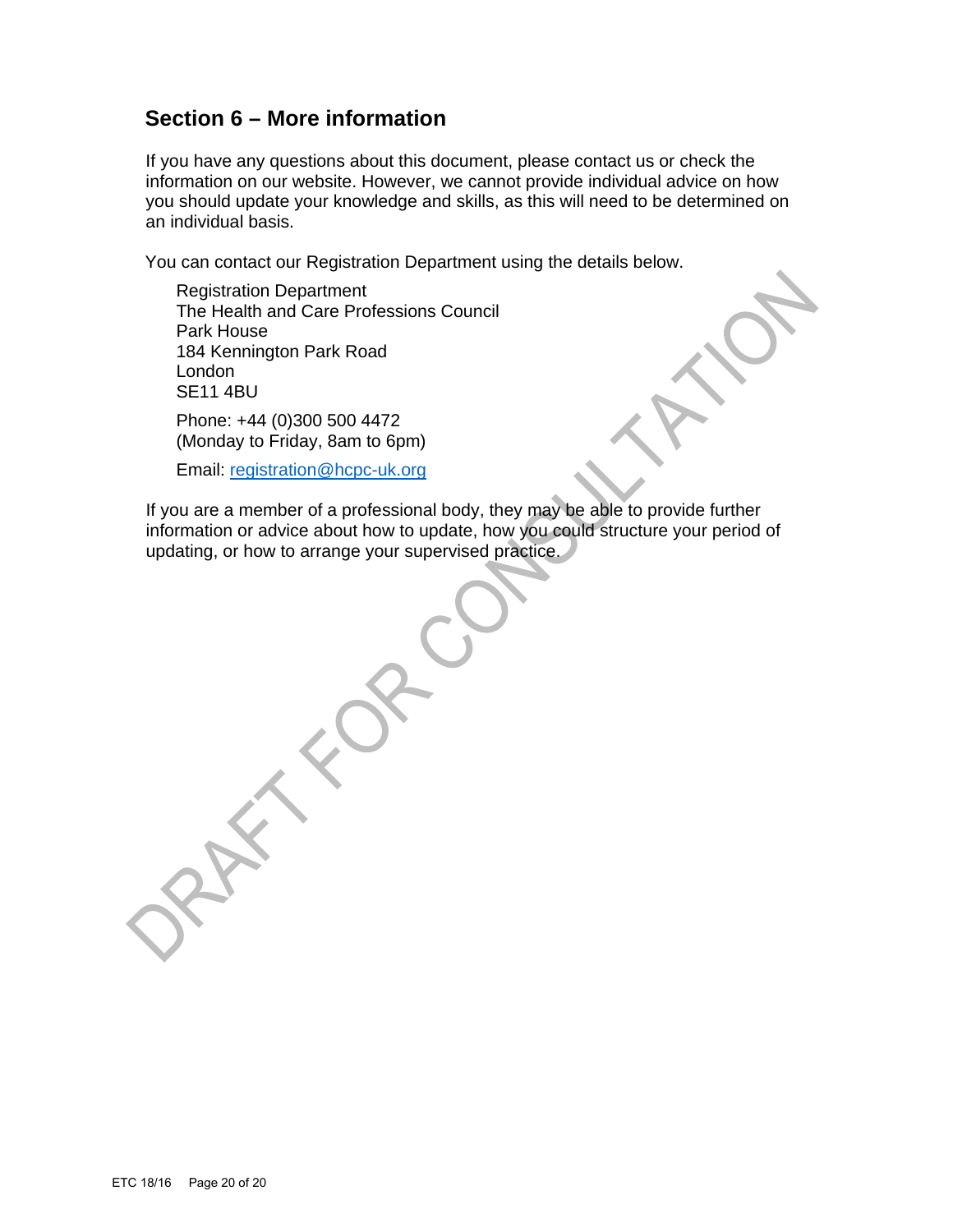## Section 6 – More information

If you have any questions about this document, please contact us or check the information on our website. However, we cannot provide individual advice on how you should update your knowledge and skills, as this will need to be determined on an individual basis.

You can contact our Registration Department using the details below.

Registration Department
The Health and Care Professions Council
Park House
184 Kennington Park Road
London
SE11 4BU

Phone: +44 (0)300 500 4472
(Monday to Friday, 8am to 6pm)

Email: registration@hcpc-uk.org

If you are a member of a professional body, they may be able to provide further information or advice about how to update, how you could structure your period of updating, or how to arrange your supervised practice.

DRAFT FOR CONSULTATION